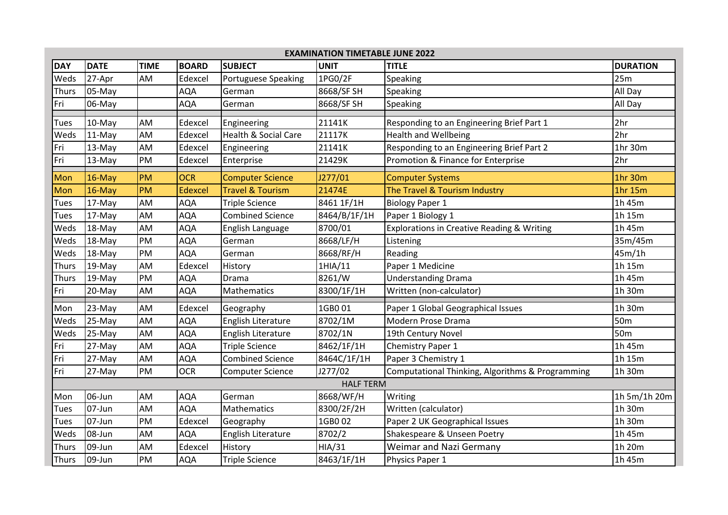# EXAMINATION TIMETABLE JUNE 2022

| DAY | DATE | TIME | BOARD | SUBJECT | UNIT | TITLE | DURATION |
|---|---|---|---|---|---|---|---|
| Weds | 27-Apr | AM | Edexcel | Portuguese Speaking | 1PG0/2F | Speaking | 25m |
| Thurs | 05-May | | AQA | German | 8668/SF SH | Speaking | All Day |
| Fri | 06-May | | AQA | German | 8668/SF SH | Speaking | All Day |
| Tues | 10-May | AM | Edexcel | Engineering | 21141K | Responding to an Engineering Brief Part 1 | 2hr |
| Weds | 11-May | AM | Edexcel | Health & Social Care | 21117K | Health and Wellbeing | 2hr |
| Fri | 13-May | AM | Edexcel | Engineering | 21141K | Responding to an Engineering Brief Part 2 | 1hr 30m |
| Fri | 13-May | PM | Edexcel | Enterprise | 21429K | Promotion & Finance for Enterprise | 2hr |
| Mon | 16-May | PM | OCR | Computer Science | J277/01 | Computer Systems | 1hr 30m |
| Mon | 16-May | PM | Edexcel | Travel & Tourism | 21474E | The Travel & Tourism Industry | 1hr 15m |
| Tues | 17-May | AM | AQA | Triple Science | 8461 1F/1H | Biology Paper 1 | 1h 45m |
| Tues | 17-May | AM | AQA | Combined Science | 8464/B/1F/1H | Paper 1 Biology 1 | 1h 15m |
| Weds | 18-May | AM | AQA | English Language | 8700/01 | Explorations in Creative Reading & Writing | 1h 45m |
| Weds | 18-May | PM | AQA | German | 8668/LF/H | Listening | 35m/45m |
| Weds | 18-May | PM | AQA | German | 8668/RF/H | Reading | 45m/1h |
| Thurs | 19-May | AM | Edexcel | History | 1HIA/11 | Paper 1 Medicine | 1h 15m |
| Thurs | 19-May | PM | AQA | Drama | 8261/W | Understanding Drama | 1h 45m |
| Fri | 20-May | AM | AQA | Mathematics | 8300/1F/1H | Written (non-calculator) | 1h 30m |
| Mon | 23-May | AM | Edexcel | Geography | 1GB0 01 | Paper 1 Global Geographical Issues | 1h 30m |
| Weds | 25-May | AM | AQA | English Literature | 8702/1M | Modern Prose Drama | 50m |
| Weds | 25-May | AM | AQA | English Literature | 8702/1N | 19th Century Novel | 50m |
| Fri | 27-May | AM | AQA | Triple Science | 8462/1F/1H | Chemistry Paper 1 | 1h 45m |
| Fri | 27-May | AM | AQA | Combined Science | 8464C/1F/1H | Paper 3 Chemistry 1 | 1h 15m |
| Fri | 27-May | PM | OCR | Computer Science | J277/02 | Computational Thinking, Algorithms & Programming | 1h 30m |
| | | | | | HALF TERM | | |
| Mon | 06-Jun | AM | AQA | German | 8668/WF/H | Writing | 1h 5m/1h 20m |
| Tues | 07-Jun | AM | AQA | Mathematics | 8300/2F/2H | Written (calculator) | 1h 30m |
| Tues | 07-Jun | PM | Edexcel | Geography | 1GB0 02 | Paper 2 UK Geographical Issues | 1h 30m |
| Weds | 08-Jun | AM | AQA | English Literature | 8702/2 | Shakespeare & Unseen Poetry | 1h 45m |
| Thurs | 09-Jun | AM | Edexcel | History | HIA/31 | Weimar and Nazi Germany | 1h 20m |
| Thurs | 09-Jun | PM | AQA | Triple Science | 8463/1F/1H | Physics Paper 1 | 1h 45m |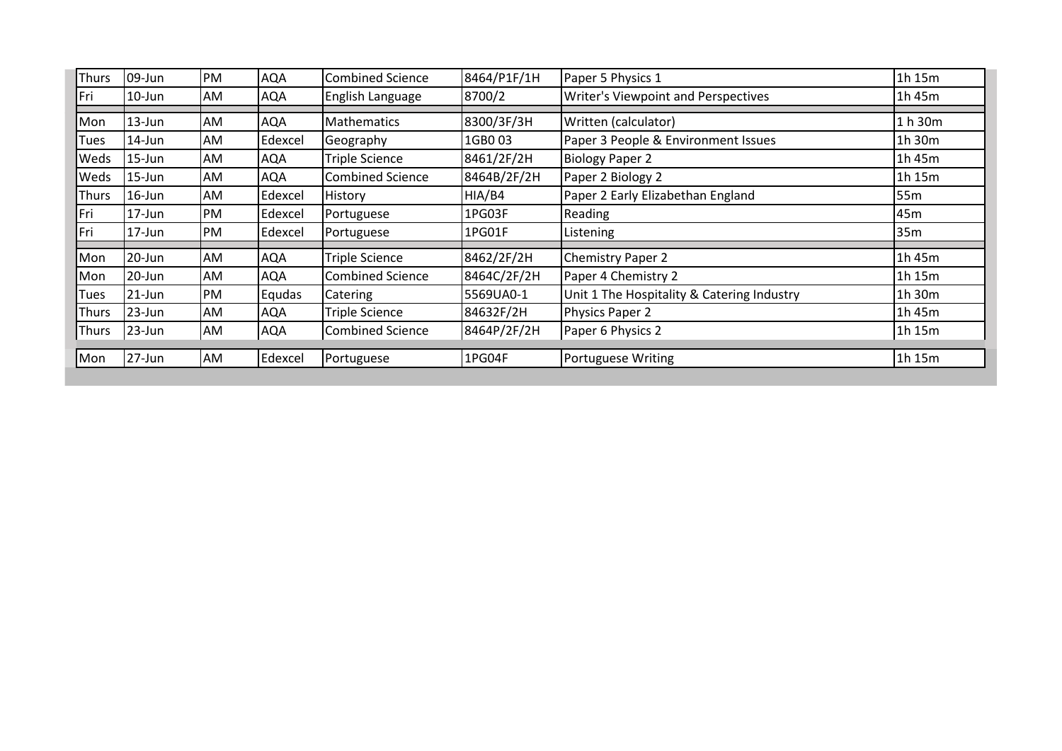| | | | | | | | |
|---|---|---|---|---|---|---|---|
| Thurs | 09-Jun | PM | AQA | Combined Science | 8464/P1F/1H | Paper 5 Physics 1 | 1h 15m |
| Fri | 10-Jun | AM | AQA | English Language | 8700/2 | Writer's Viewpoint and Perspectives | 1h 45m |
| | | | | | | | |
| Mon | 13-Jun | AM | AQA | Mathematics | 8300/3F/3H | Written (calculator) | 1 h 30m |
| Tues | 14-Jun | AM | Edexcel | Geography | 1GB0 03 | Paper 3 People & Environment Issues | 1h 30m |
| Weds | 15-Jun | AM | AQA | Triple Science | 8461/2F/2H | Biology Paper 2 | 1h 45m |
| Weds | 15-Jun | AM | AQA | Combined Science | 8464B/2F/2H | Paper 2 Biology 2 | 1h 15m |
| Thurs | 16-Jun | AM | Edexcel | History | HIA/B4 | Paper 2 Early Elizabethan England | 55m |
| Fri | 17-Jun | PM | Edexcel | Portuguese | 1PG03F | Reading | 45m |
| Fri | 17-Jun | PM | Edexcel | Portuguese | 1PG01F | Listening | 35m |
| | | | | | | | |
| Mon | 20-Jun | AM | AQA | Triple Science | 8462/2F/2H | Chemistry Paper 2 | 1h 45m |
| Mon | 20-Jun | AM | AQA | Combined Science | 8464C/2F/2H | Paper 4 Chemistry 2 | 1h 15m |
| Tues | 21-Jun | PM | Equdas | Catering | 5569UA0-1 | Unit 1 The Hospitality & Catering Industry | 1h 30m |
| Thurs | 23-Jun | AM | AQA | Triple Science | 84632F/2H | Physics Paper 2 | 1h 45m |
| Thurs | 23-Jun | AM | AQA | Combined Science | 8464P/2F/2H | Paper 6 Physics 2 | 1h 15m |
| | | | | | | | |
| Mon | 27-Jun | AM | Edexcel | Portuguese | 1PG04F | Portuguese Writing | 1h 15m |